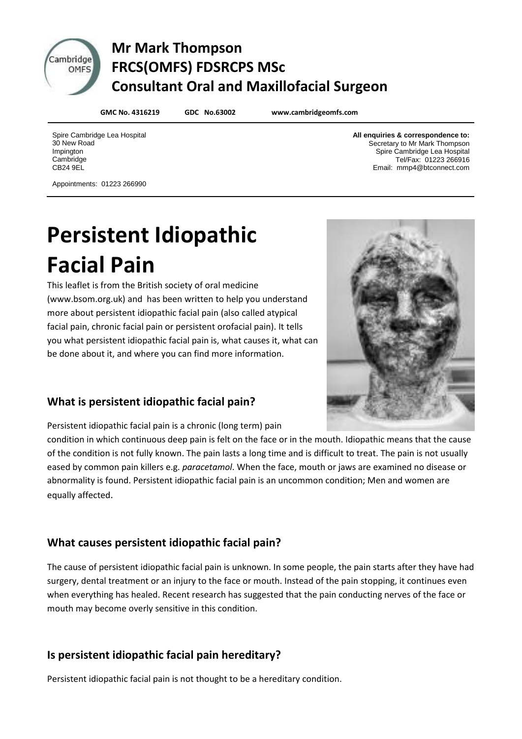**Mr Mark Thompson**
**FRCS(OMFS) FDSRCPS MSc**
**Consultant Oral and Maxillofacial Surgeon**

**GMC No. 4316219** **GDC No.63002** **www.cambridgeomfs.com**

Spire Cambridge Lea Hospital
30 New Road
Impington
Cambridge
CB24 9EL

Appointments: 01223 266990

**All enquiries & correspondence to:**
Secretary to Mr Mark Thompson
Spire Cambridge Lea Hospital
Tel/Fax: 01223 266916
Email: mmp4@btconnect.com

# Persistent Idiopathic Facial Pain

This leaflet is from the British society of oral medicine (www.bsom.org.uk) and has been written to help you understand more about persistent idiopathic facial pain (also called atypical facial pain, chronic facial pain or persistent orofacial pain). It tells you what persistent idiopathic facial pain is, what causes it, what can be done about it, and where you can find more information.

## What is persistent idiopathic facial pain?

Persistent idiopathic facial pain is a chronic (long term) pain condition in which continuous deep pain is felt on the face or in the mouth. Idiopathic means that the cause of the condition is not fully known. The pain lasts a long time and is difficult to treat. The pain is not usually eased by common pain killers e.g. *paracetamol*. When the face, mouth or jaws are examined no disease or abnormality is found. Persistent idiopathic facial pain is an uncommon condition; Men and women are equally affected.

## What causes persistent idiopathic facial pain?

The cause of persistent idiopathic facial pain is unknown. In some people, the pain starts after they have had surgery, dental treatment or an injury to the face or mouth. Instead of the pain stopping, it continues even when everything has healed. Recent research has suggested that the pain conducting nerves of the face or mouth may become overly sensitive in this condition.

## Is persistent idiopathic facial pain hereditary?

Persistent idiopathic facial pain is not thought to be a hereditary condition.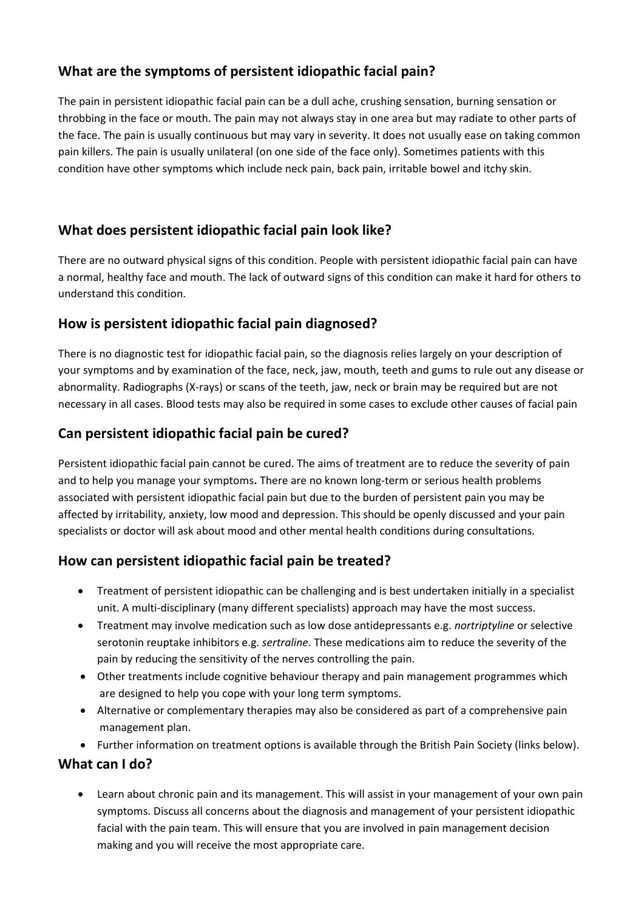## What are the symptoms of persistent idiopathic facial pain?

The pain in persistent idiopathic facial pain can be a dull ache, crushing sensation, burning sensation or throbbing in the face or mouth. The pain may not always stay in one area but may radiate to other parts of the face. The pain is usually continuous but may vary in severity. It does not usually ease on taking common pain killers. The pain is usually unilateral (on one side of the face only). Sometimes patients with this condition have other symptoms which include neck pain, back pain, irritable bowel and itchy skin.

## What does persistent idiopathic facial pain look like?

There are no outward physical signs of this condition. People with persistent idiopathic facial pain can have a normal, healthy face and mouth. The lack of outward signs of this condition can make it hard for others to understand this condition.

## How is persistent idiopathic facial pain diagnosed?

There is no diagnostic test for idiopathic facial pain, so the diagnosis relies largely on your description of your symptoms and by examination of the face, neck, jaw, mouth, teeth and gums to rule out any disease or abnormality. Radiographs (X-rays) or scans of the teeth, jaw, neck or brain may be required but are not necessary in all cases. Blood tests may also be required in some cases to exclude other causes of facial pain

## Can persistent idiopathic facial pain be cured?

Persistent idiopathic facial pain cannot be cured. The aims of treatment are to reduce the severity of pain and to help you manage your symptoms**.** There are no known long-term or serious health problems associated with persistent idiopathic facial pain but due to the burden of persistent pain you may be affected by irritability, anxiety, low mood and depression. This should be openly discussed and your pain specialists or doctor will ask about mood and other mental health conditions during consultations.

## How can persistent idiopathic facial pain be treated?

- Treatment of persistent idiopathic can be challenging and is best undertaken initially in a specialist unit. A multi-disciplinary (many different specialists) approach may have the most success.
- Treatment may involve medication such as low dose antidepressants e.g. *nortriptyline* or selective serotonin reuptake inhibitors e.g. *sertraline*. These medications aim to reduce the severity of the pain by reducing the sensitivity of the nerves controlling the pain.
- Other treatments include cognitive behaviour therapy and pain management programmes which are designed to help you cope with your long term symptoms.
- Alternative or complementary therapies may also be considered as part of a comprehensive pain management plan.
- Further information on treatment options is available through the British Pain Society (links below).

## What can I do?

- Learn about chronic pain and its management. This will assist in your management of your own pain symptoms. Discuss all concerns about the diagnosis and management of your persistent idiopathic facial with the pain team. This will ensure that you are involved in pain management decision making and you will receive the most appropriate care.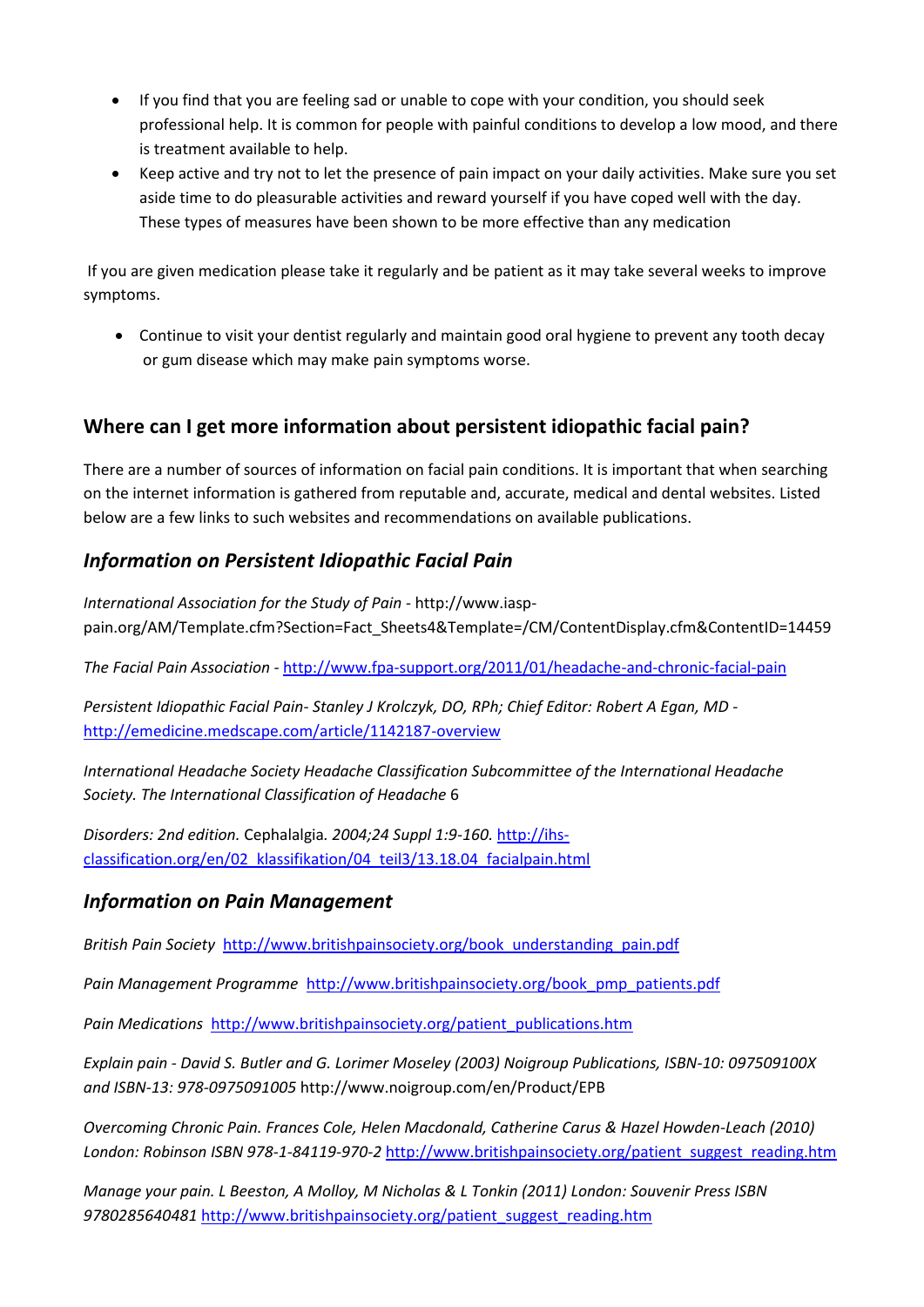- If you find that you are feeling sad or unable to cope with your condition, you should seek professional help. It is common for people with painful conditions to develop a low mood, and there is treatment available to help.
- Keep active and try not to let the presence of pain impact on your daily activities. Make sure you set aside time to do pleasurable activities and reward yourself if you have coped well with the day. These types of measures have been shown to be more effective than any medication

If you are given medication please take it regularly and be patient as it may take several weeks to improve symptoms.

- Continue to visit your dentist regularly and maintain good oral hygiene to prevent any tooth decay or gum disease which may make pain symptoms worse.

## Where can I get more information about persistent idiopathic facial pain?

There are a number of sources of information on facial pain conditions. It is important that when searching on the internet information is gathered from reputable and, accurate, medical and dental websites. Listed below are a few links to such websites and recommendations on available publications.

### *Information on Persistent Idiopathic Facial Pain*

*International Association for the Study of Pain* - http://www.iasp-pain.org/AM/Template.cfm?Section=Fact_Sheets4&Template=/CM/ContentDisplay.cfm&ContentID=14459

*The Facial Pain Association* - http://www.fpa-support.org/2011/01/headache-and-chronic-facial-pain

*Persistent Idiopathic Facial Pain- Stanley J Krolczyk, DO, RPh; Chief Editor: Robert A Egan, MD* - http://emedicine.medscape.com/article/1142187-overview

*International Headache Society Headache Classification Subcommittee of the International Headache Society. The International Classification of Headache* 6

*Disorders: 2nd edition.* Cephalalgia*. 2004;24 Suppl 1:9-160.* http://ihs-classification.org/en/02_klassifikation/04_teil3/13.18.04_facialpain.html

### *Information on Pain Management*

*British Pain Society* http://www.britishpainsociety.org/book_understanding_pain.pdf

*Pain Management Programme* http://www.britishpainsociety.org/book_pmp_patients.pdf

*Pain Medications* http://www.britishpainsociety.org/patient_publications.htm

*Explain pain - David S. Butler and G. Lorimer Moseley (2003) Noigroup Publications, ISBN-10: 097509100X and ISBN-13: 978-0975091005* http://www.noigroup.com/en/Product/EPB

*Overcoming Chronic Pain. Frances Cole, Helen Macdonald, Catherine Carus & Hazel Howden-Leach (2010) London: Robinson ISBN 978-1-84119-970-2* http://www.britishpainsociety.org/patient_suggest_reading.htm

*Manage your pain. L Beeston, A Molloy, M Nicholas & L Tonkin (2011) London: Souvenir Press ISBN 9780285640481* http://www.britishpainsociety.org/patient_suggest_reading.htm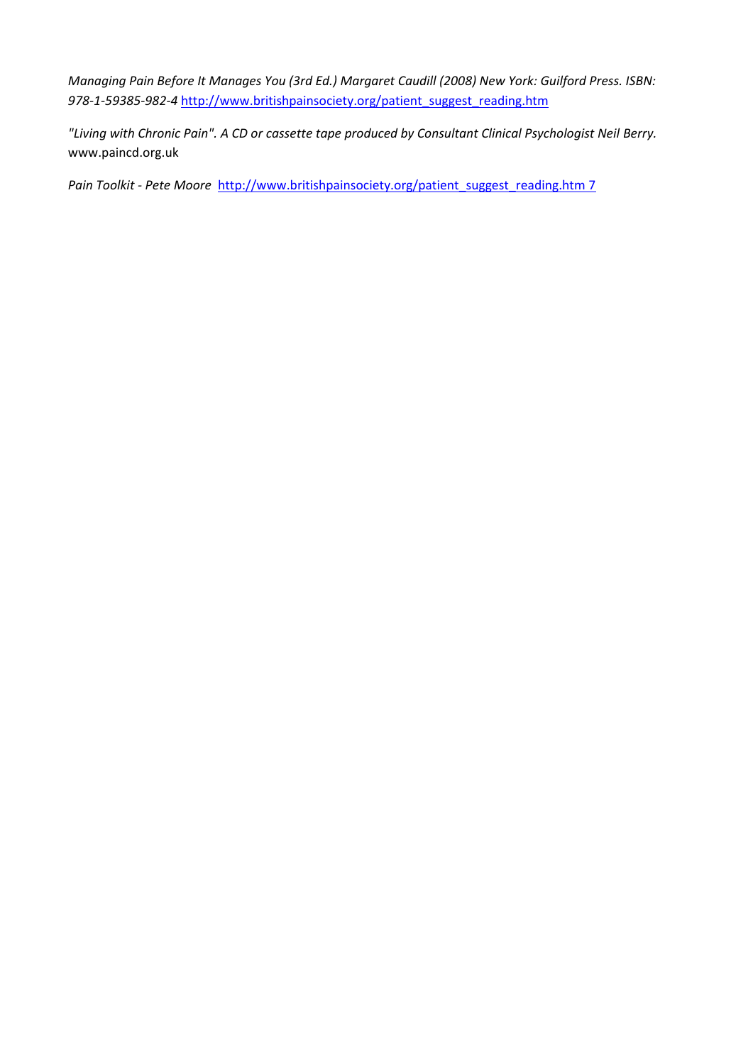*Managing Pain Before It Manages You (3rd Ed.) Margaret Caudill (2008) New York: Guilford Press. ISBN: 978-1-59385-982-4* http://www.britishpainsociety.org/patient_suggest_reading.htm

*"Living with Chronic Pain". A CD or cassette tape produced by Consultant Clinical Psychologist Neil Berry.* www.paincd.org.uk

*Pain Toolkit - Pete Moore* http://www.britishpainsociety.org/patient_suggest_reading.htm